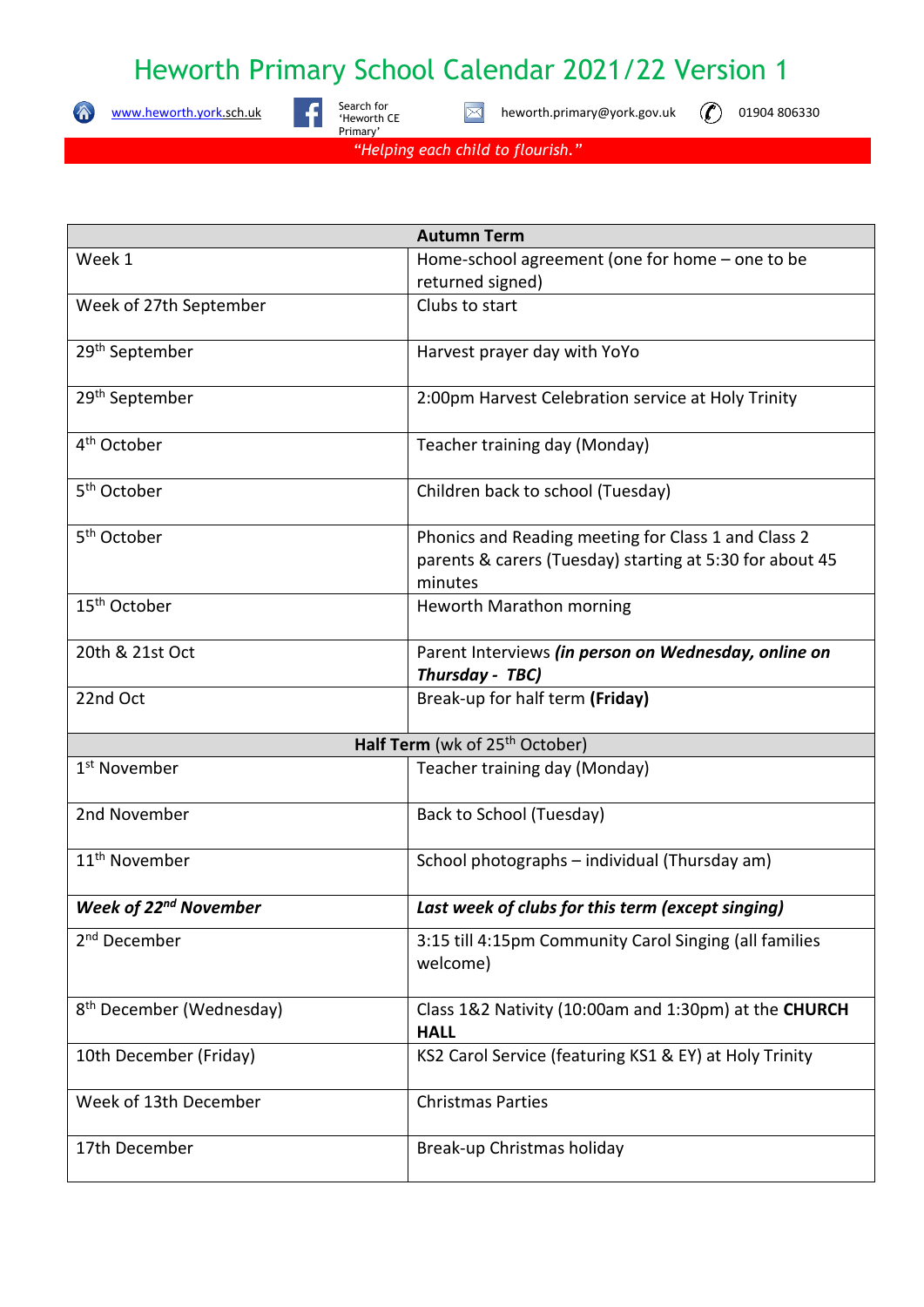# Heworth Primary School Calendar 2021/22 Version 1

www.heworth.york.sch.uk | Search for 'Heworth CE Primary' | heworth.primary@york.gov.uk | 01904 806330

*"Helping each child to flourish."*

| **Autumn Term** | |
|---|---|
| Week 1 | Home-school agreement (one for home – one to be returned signed) |
| Week of 27th September | Clubs to start |
| 29th September | Harvest prayer day with YoYo |
| 29th September | 2:00pm Harvest Celebration service at Holy Trinity |
| 4th October | Teacher training day (Monday) |
| 5th October | Children back to school (Tuesday) |
| 5th October | Phonics and Reading meeting for Class 1 and Class 2 parents & carers (Tuesday) starting at 5:30 for about 45 minutes |
| 15th October | Heworth Marathon morning |
| 20th & 21st Oct | Parent Interviews ***(in person on Wednesday, online on Thursday - TBC)*** |
| 22nd Oct | Break-up for half term **(Friday)** |
| **Half Term** (wk of 25th October) | |
| 1st November | Teacher training day (Monday) |
| 2nd November | Back to School (Tuesday) |
| 11th November | School photographs – individual (Thursday am) |
| ***Week of 22nd November*** | ***Last week of clubs for this term (except singing)*** |
| 2nd December | 3:15 till 4:15pm Community Carol Singing (all families welcome) |
| 8th December (Wednesday) | Class 1&2 Nativity (10:00am and 1:30pm) at the **CHURCH HALL** |
| 10th December (Friday) | KS2 Carol Service (featuring KS1 & EY) at Holy Trinity |
| Week of 13th December | Christmas Parties |
| 17th December | Break-up Christmas holiday |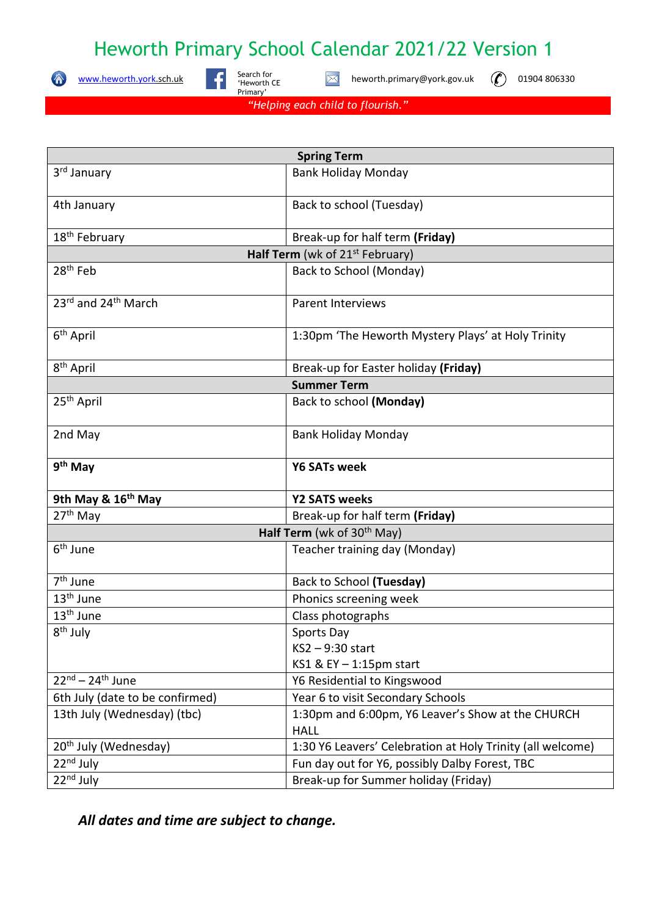# Heworth Primary School Calendar 2021/22 Version 1

www.heworth.york.sch.uk | Search for 'Heworth CE Primary' | heworth.primary@york.gov.uk | 01904 806330

*"Helping each child to flourish."*

| | |
|---|---|
| **Spring Term** | |
| 3rd January | Bank Holiday Monday |
| 4th January | Back to school (Tuesday) |
| 18th February | Break-up for half term **(Friday)** |
| **Half Term** (wk of 21st February) | |
| 28th Feb | Back to School (Monday) |
| 23rd and 24th March | Parent Interviews |
| 6th April | 1:30pm 'The Heworth Mystery Plays' at Holy Trinity |
| 8th April | Break-up for Easter holiday **(Friday)** |
| **Summer Term** | |
| 25th April | Back to school **(Monday)** |
| 2nd May | Bank Holiday Monday |
| **9th May** | **Y6 SATs week** |
| **9th May & 16th May** | **Y2 SATS weeks** |
| 27th May | Break-up for half term **(Friday)** |
| **Half Term** (wk of 30th May) | |
| 6th June | Teacher training day (Monday) |
| 7th June | Back to School **(Tuesday)** |
| 13th June | Phonics screening week |
| 13th June | Class photographs |
| 8th July | Sports Day<br>KS2 – 9:30 start<br>KS1 & EY – 1:15pm start |
| 22nd – 24th June | Y6 Residential to Kingswood |
| 6th July (date to be confirmed) | Year 6 to visit Secondary Schools |
| 13th July (Wednesday) (tbc) | 1:30pm and 6:00pm, Y6 Leaver's Show at the CHURCH HALL |
| 20th July (Wednesday) | 1:30 Y6 Leavers' Celebration at Holy Trinity (all welcome) |
| 22nd July | Fun day out for Y6, possibly Dalby Forest, TBC |
| 22nd July | Break-up for Summer holiday (Friday) |

***All dates and time are subject to change.***